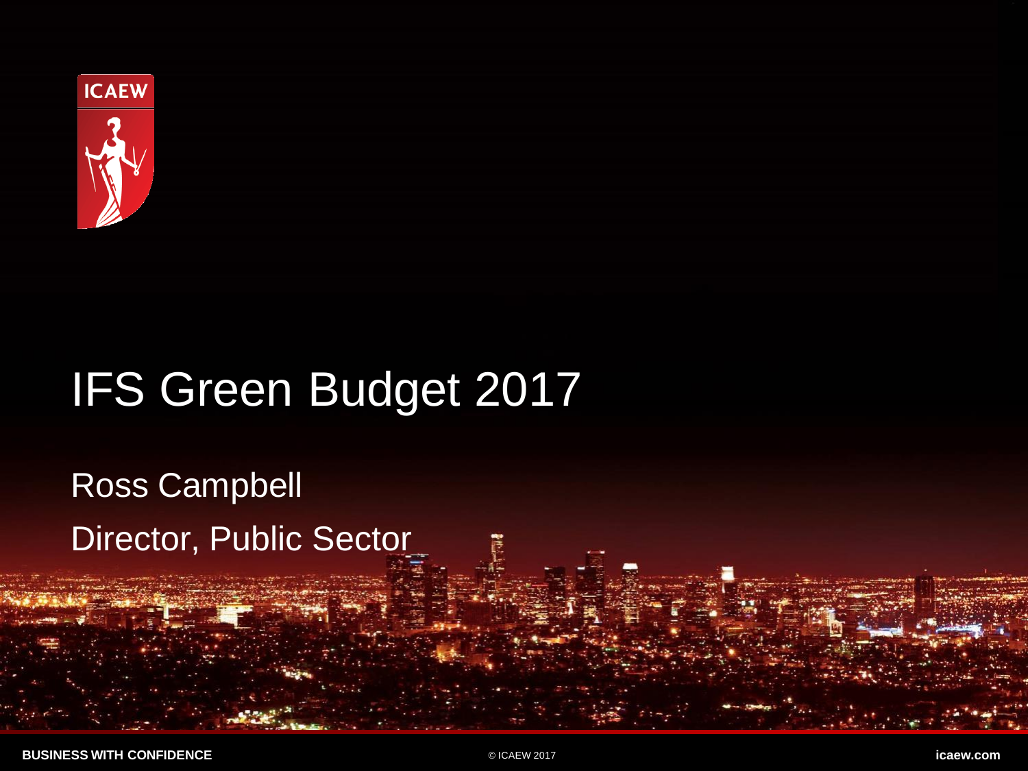# IFS Green Budget 2017

Ross Campbell

Director, Public Sector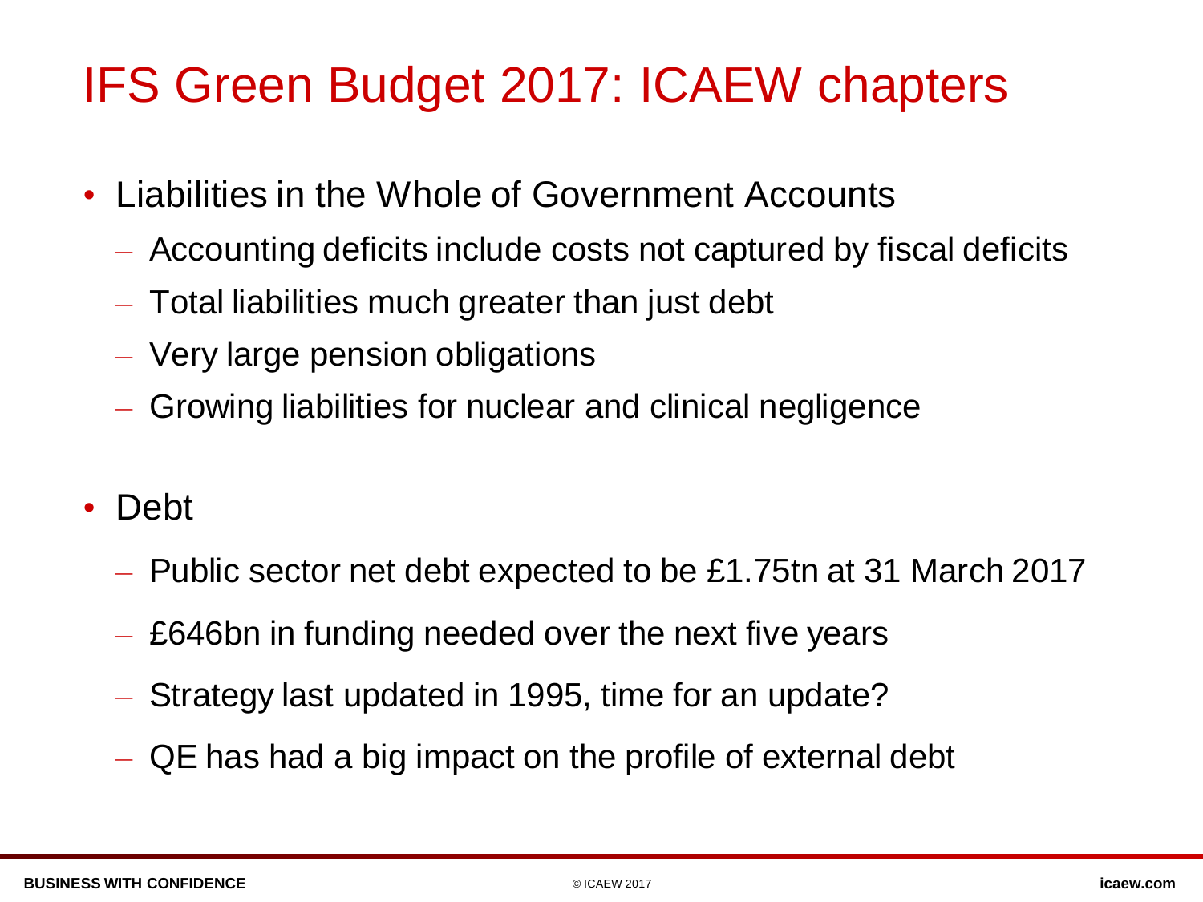# IFS Green Budget 2017: ICAEW chapters

- Liabilities in the Whole of Government Accounts
  - Accounting deficits include costs not captured by fiscal deficits
  - Total liabilities much greater than just debt
  - Very large pension obligations
  - Growing liabilities for nuclear and clinical negligence
- Debt
  - Public sector net debt expected to be £1.75tn at 31 March 2017
  - £646bn in funding needed over the next five years
  - Strategy last updated in 1995, time for an update?
  - QE has had a big impact on the profile of external debt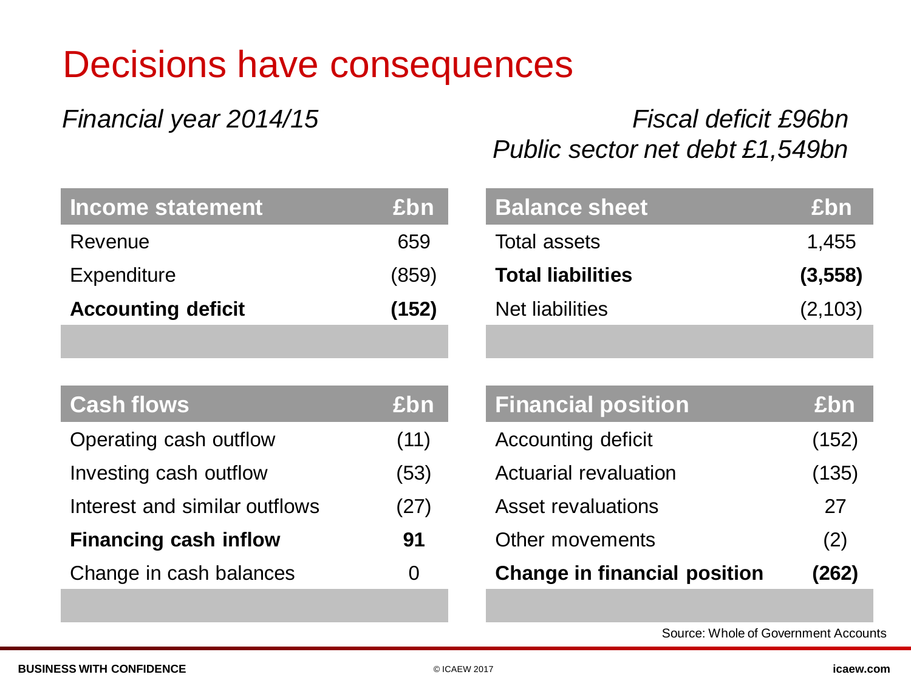# Decisions have consequences

*Financial year 2014/15*

*Fiscal deficit £96bn*
*Public sector net debt £1,549bn*

| Income statement | £bn |
|---|---|
| Revenue | 659 |
| Expenditure | (859) |
| **Accounting deficit** | **(152)** |

| Balance sheet | £bn |
|---|---|
| Total assets | 1,455 |
| **Total liabilities** | **(3,558)** |
| Net liabilities | (2,103) |

| Cash flows | £bn |
|---|---|
| Operating cash outflow | (11) |
| Investing cash outflow | (53) |
| Interest and similar outflows | (27) |
| **Financing cash inflow** | **91** |
| Change in cash balances | 0 |

| Financial position | £bn |
|---|---|
| Accounting deficit | (152) |
| Actuarial revaluation | (135) |
| Asset revaluations | 27 |
| Other movements | (2) |
| **Change in financial position** | **(262)** |

Source: Whole of Government Accounts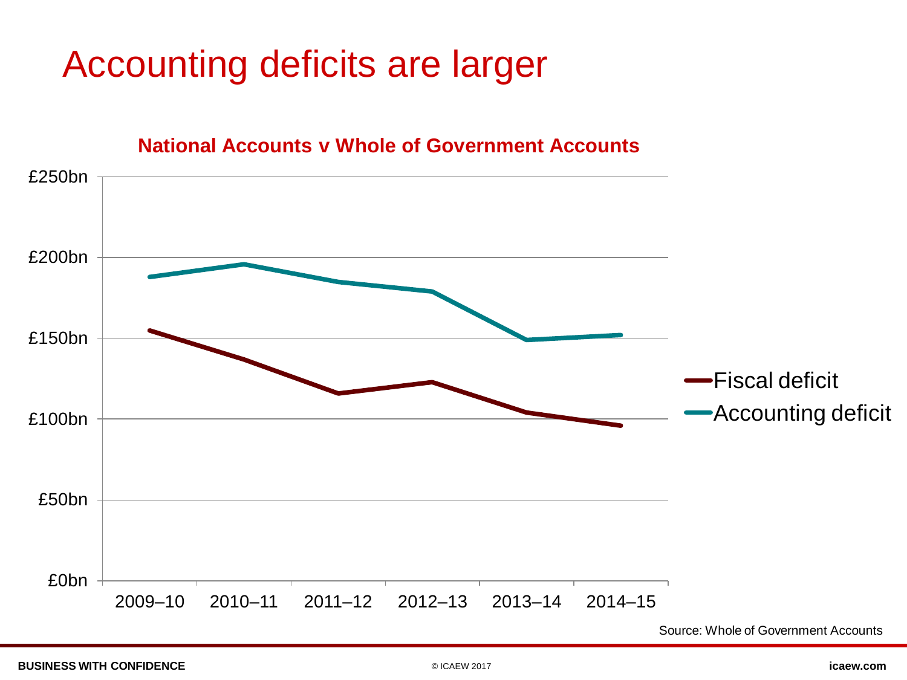# Accounting deficits are larger

**National Accounts v Whole of Government Accounts**

£250bn
£200bn
£150bn
£100bn
£50bn
£0bn

2009–10 2010–11 2011–12 2012–13 2013–14 2014–15

Fiscal deficit
Accounting deficit

Source: Whole of Government Accounts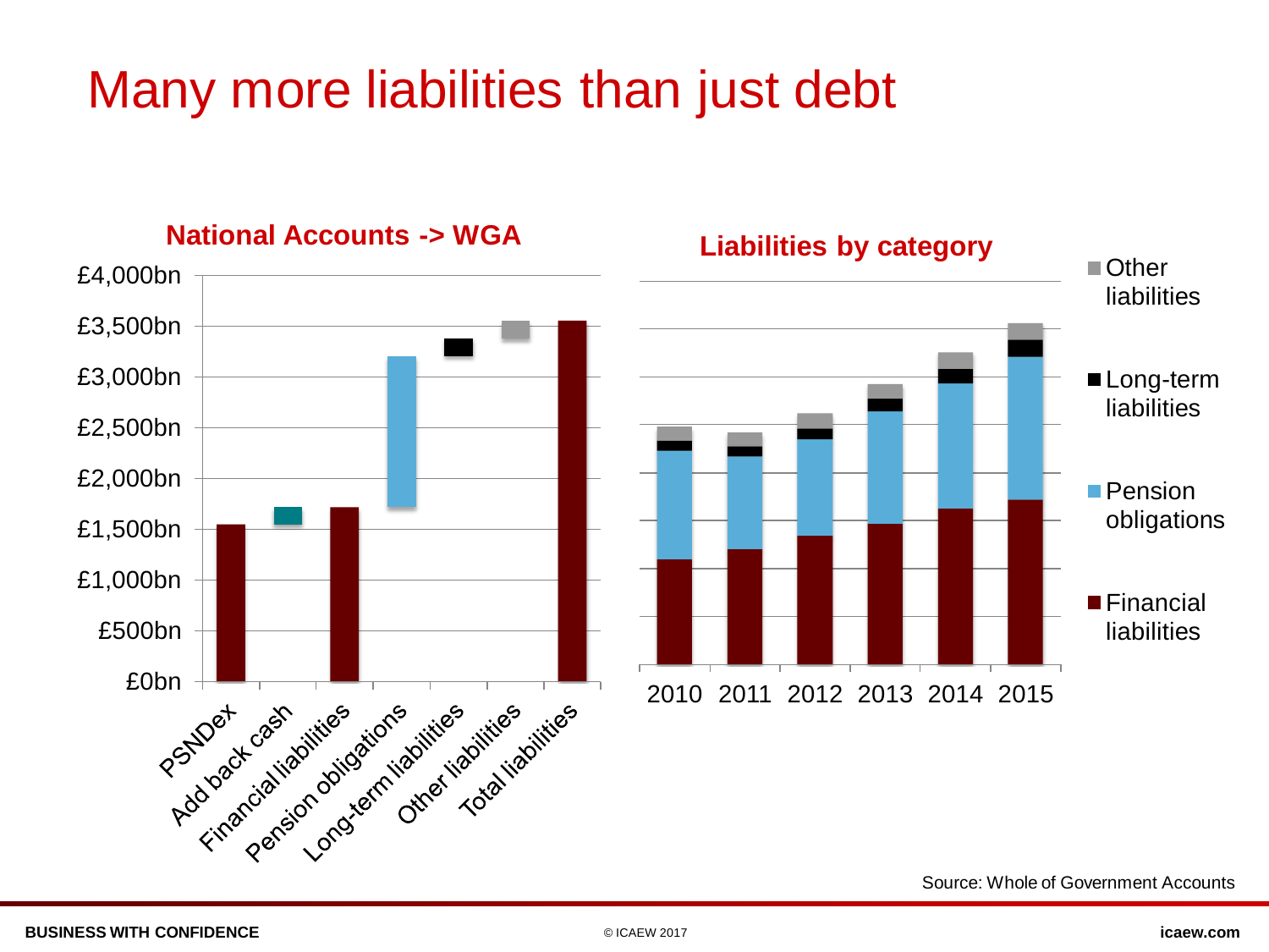# Many more liabilities than just debt

**National Accounts -> WGA**

£4,000bn
£3,500bn
£3,000bn
£2,500bn
£2,000bn
£1,500bn
£1,000bn
£500bn
£0bn

PSNDex, Add back cash, Financial liabilities, Pension obligations, Long-term liabilities, Other liabilities, Total liabilities

**Liabilities by category**

2010 2011 2012 2013 2014 2015

- Other liabilities
- Long-term liabilities
- Pension obligations
- Financial liabilities

Source: Whole of Government Accounts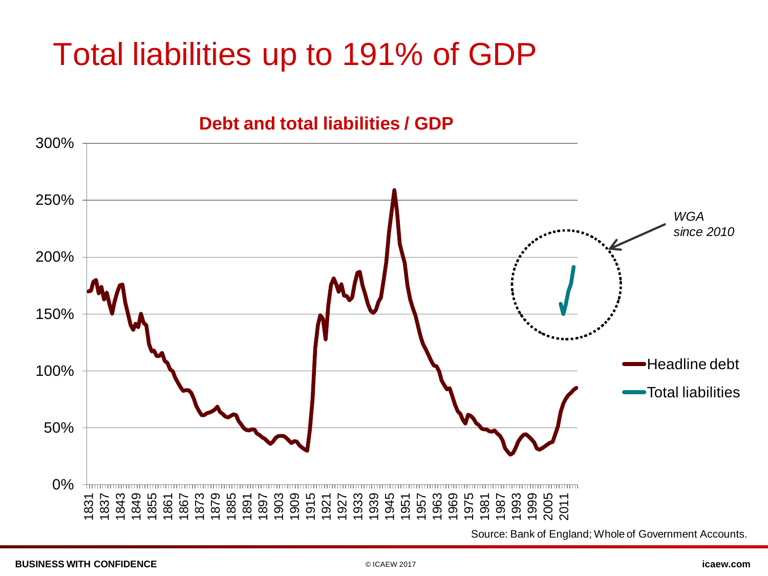# Total liabilities up to 191% of GDP

**Debt and total liabilities / GDP**

*WGA since 2010*

- Headline debt
- Total liabilities

Source: Bank of England; Whole of Government Accounts.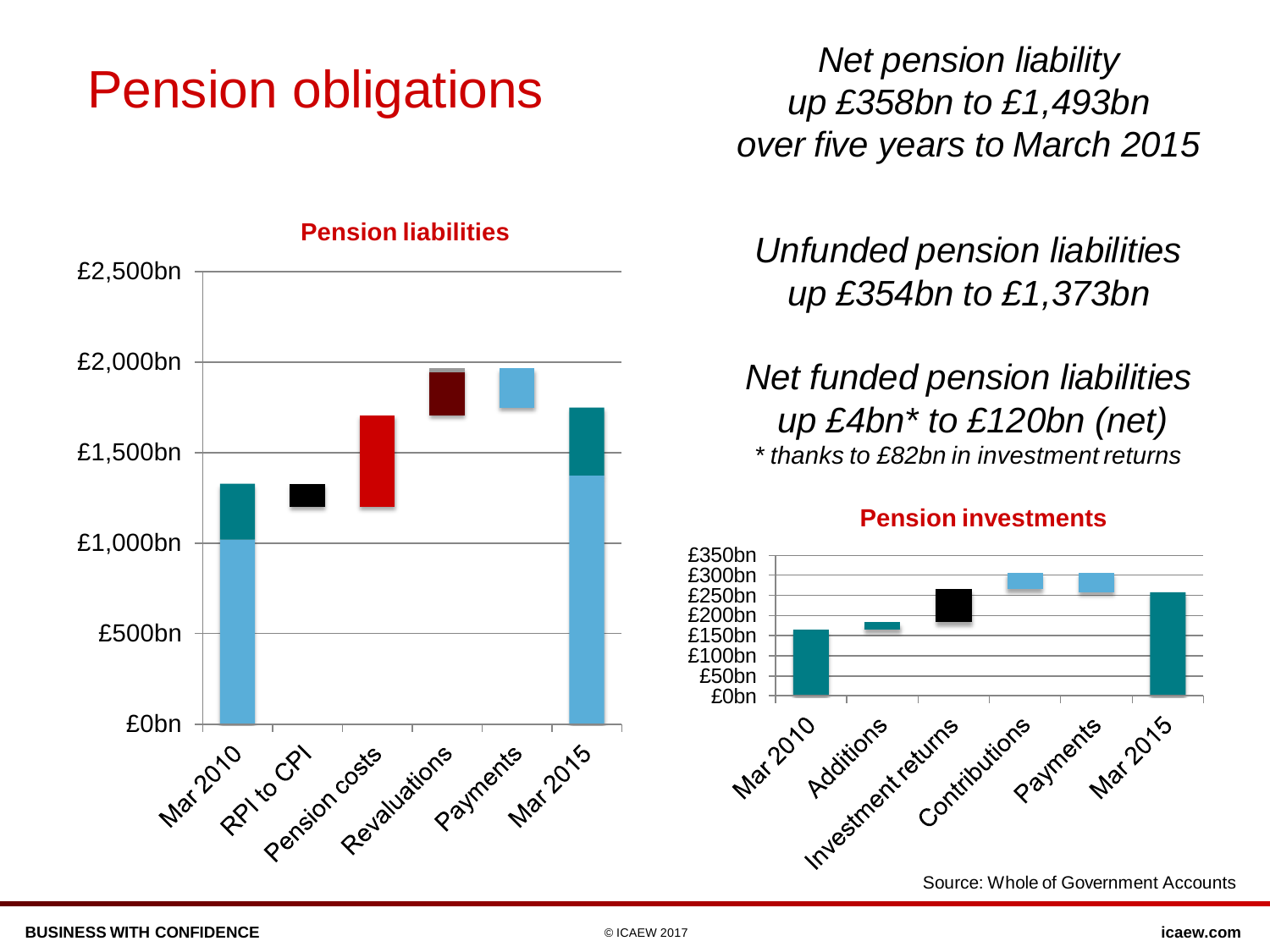# Pension obligations

*Net pension liability up £358bn to £1,493bn over five years to March 2015*

**Pension liabilities**

£2,500bn
£2,000bn
£1,500bn
£1,000bn
£500bn
£0bn

Mar 2010 | RPI to CPI | Pension costs | Revaluations | Payments | Mar 2015

*Unfunded pension liabilities up £354bn to £1,373bn*

*Net funded pension liabilities up £4bn* to £120bn (net)*

*&#42; thanks to £82bn in investment returns*

**Pension investments**

£350bn
£300bn
£250bn
£200bn
£150bn
£100bn
£50bn
£0bn

Mar 2010 | Additions | Investment returns | Contributions | Payments | Mar 2015

Source: Whole of Government Accounts

BUSINESS WITH CONFIDENCE © ICAEW 2017 icaew.com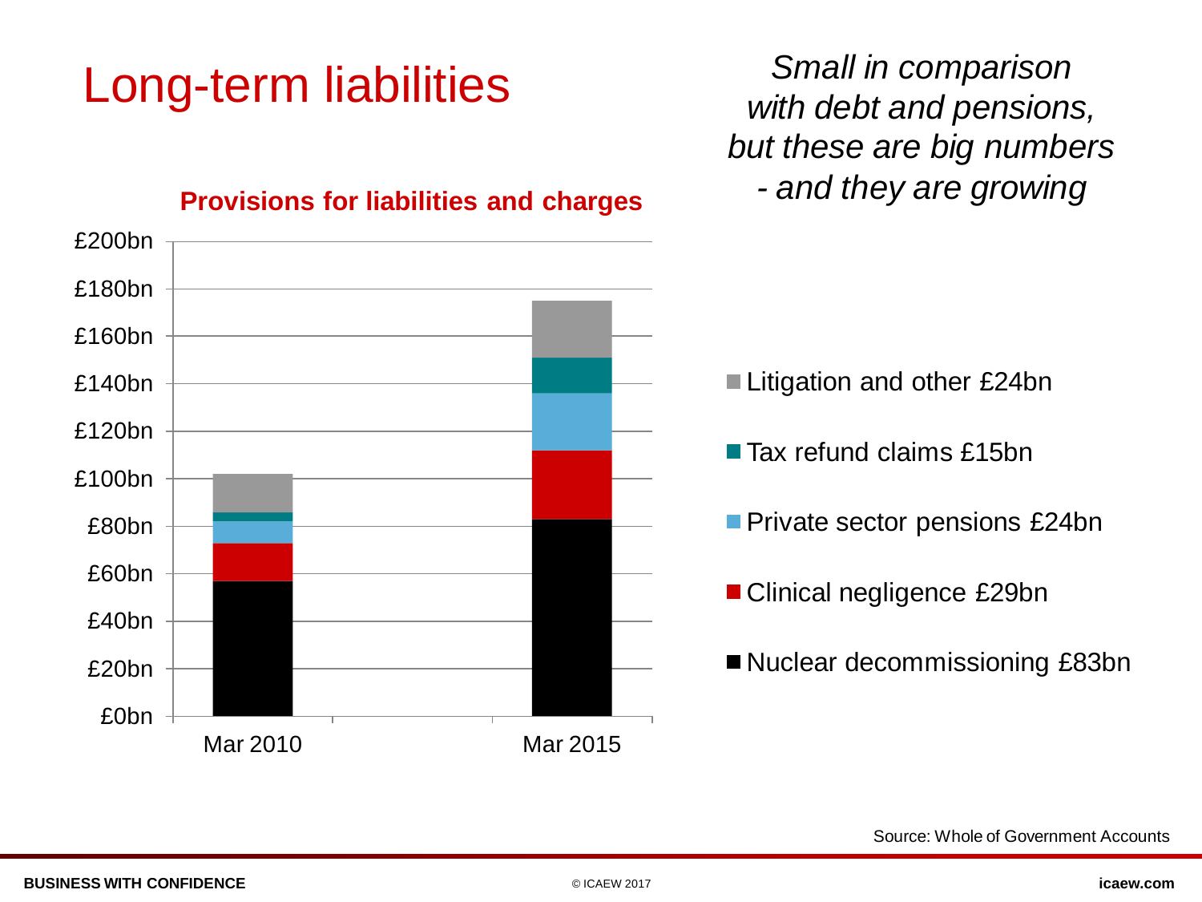# Long-term liabilities

*Small in comparison with debt and pensions, but these are big numbers - and they are growing*

**Provisions for liabilities and charges**

£200bn
£180bn
£160bn
£140bn
£120bn
£100bn
£80bn
£60bn
£40bn
£20bn
£0bn

Mar 2010 Mar 2015

- Litigation and other £24bn
- Tax refund claims £15bn
- Private sector pensions £24bn
- Clinical negligence £29bn
- Nuclear decommissioning £83bn

Source: Whole of Government Accounts

BUSINESS WITH CONFIDENCE © ICAEW 2017 icaew.com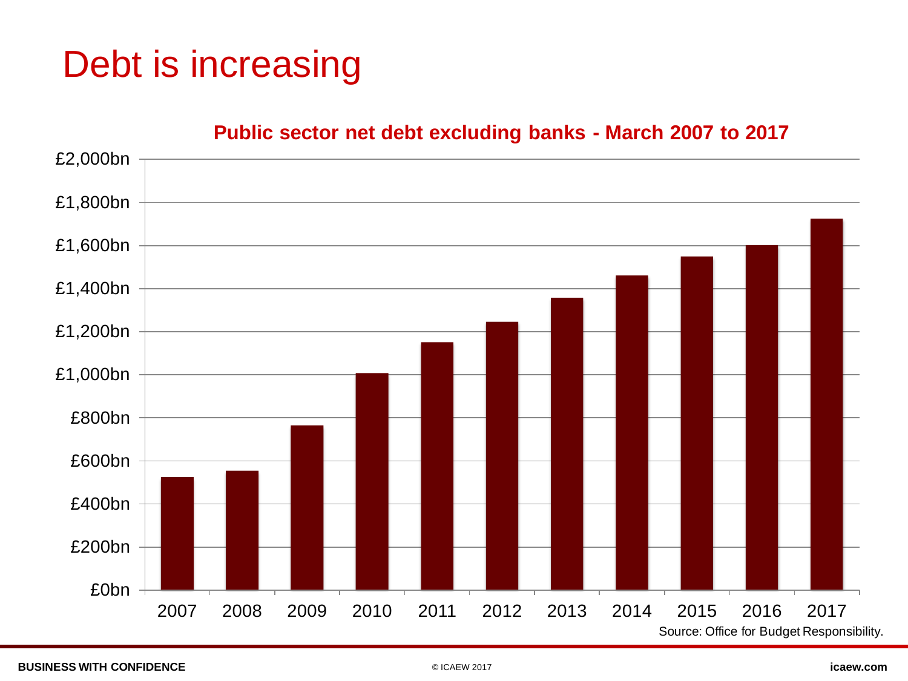# Debt is increasing

**Public sector net debt excluding banks - March 2007 to 2017**

£2,000bn
£1,800bn
£1,600bn
£1,400bn
£1,200bn
£1,000bn
£800bn
£600bn
£400bn
£200bn
£0bn

2007 2008 2009 2010 2011 2012 2013 2014 2015 2016 2017

Source: Office for Budget Responsibility.

**BUSINESS WITH CONFIDENCE** © ICAEW 2017 **icaew.com**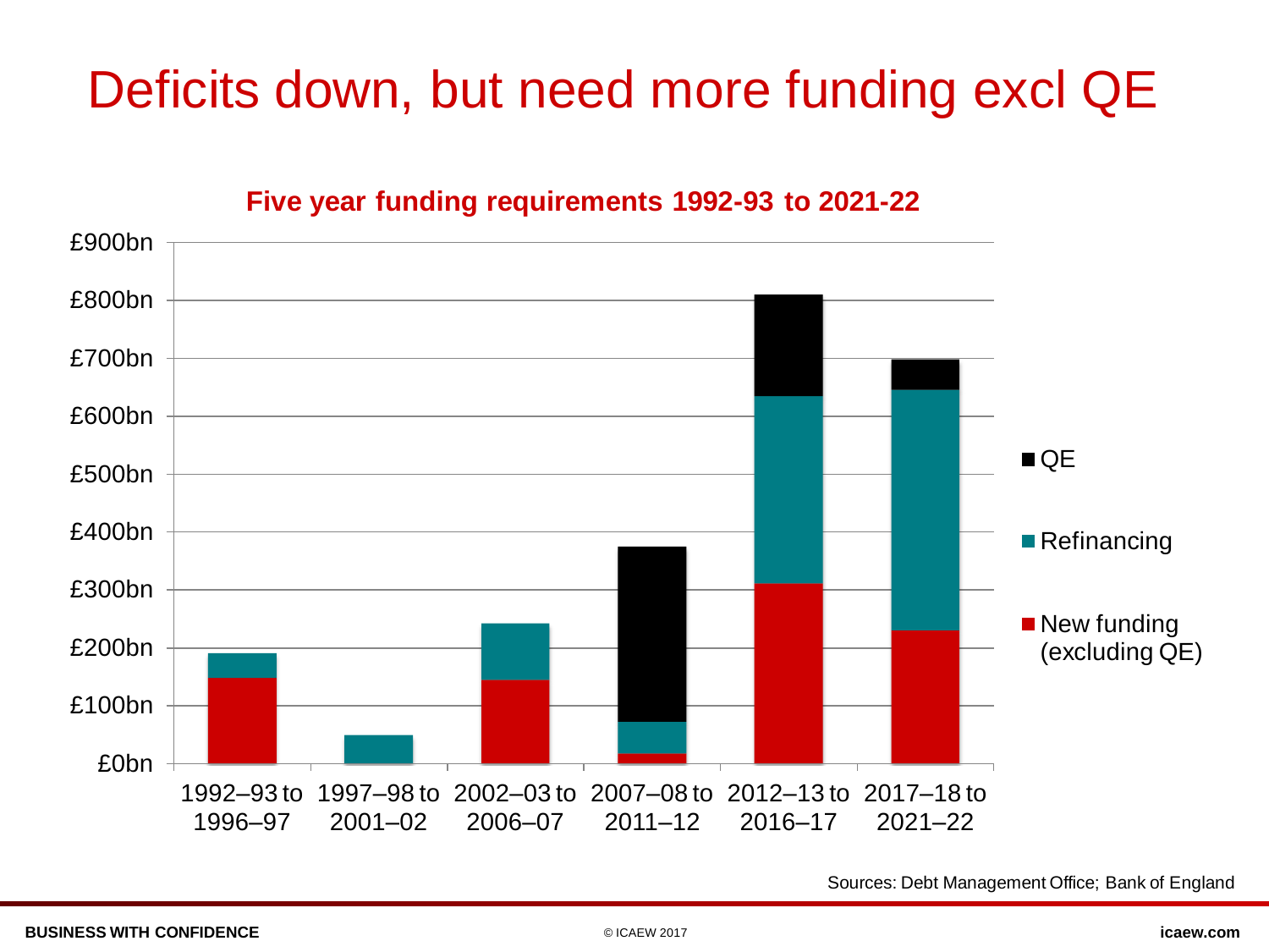# Deficits down, but need more funding excl QE

**Five year funding requirements 1992-93 to 2021-22**

£900bn
£800bn
£700bn
£600bn
£500bn
£400bn
£300bn
£200bn
£100bn
£0bn

1992–93 to 1996–97 | 1997–98 to 2001–02 | 2002–03 to 2006–07 | 2007–08 to 2011–12 | 2012–13 to 2016–17 | 2017–18 to 2021–22

- QE
- Refinancing
- New funding (excluding QE)

Sources: Debt Management Office; Bank of England

**BUSINESS WITH CONFIDENCE**

© ICAEW 2017

**icaew.com**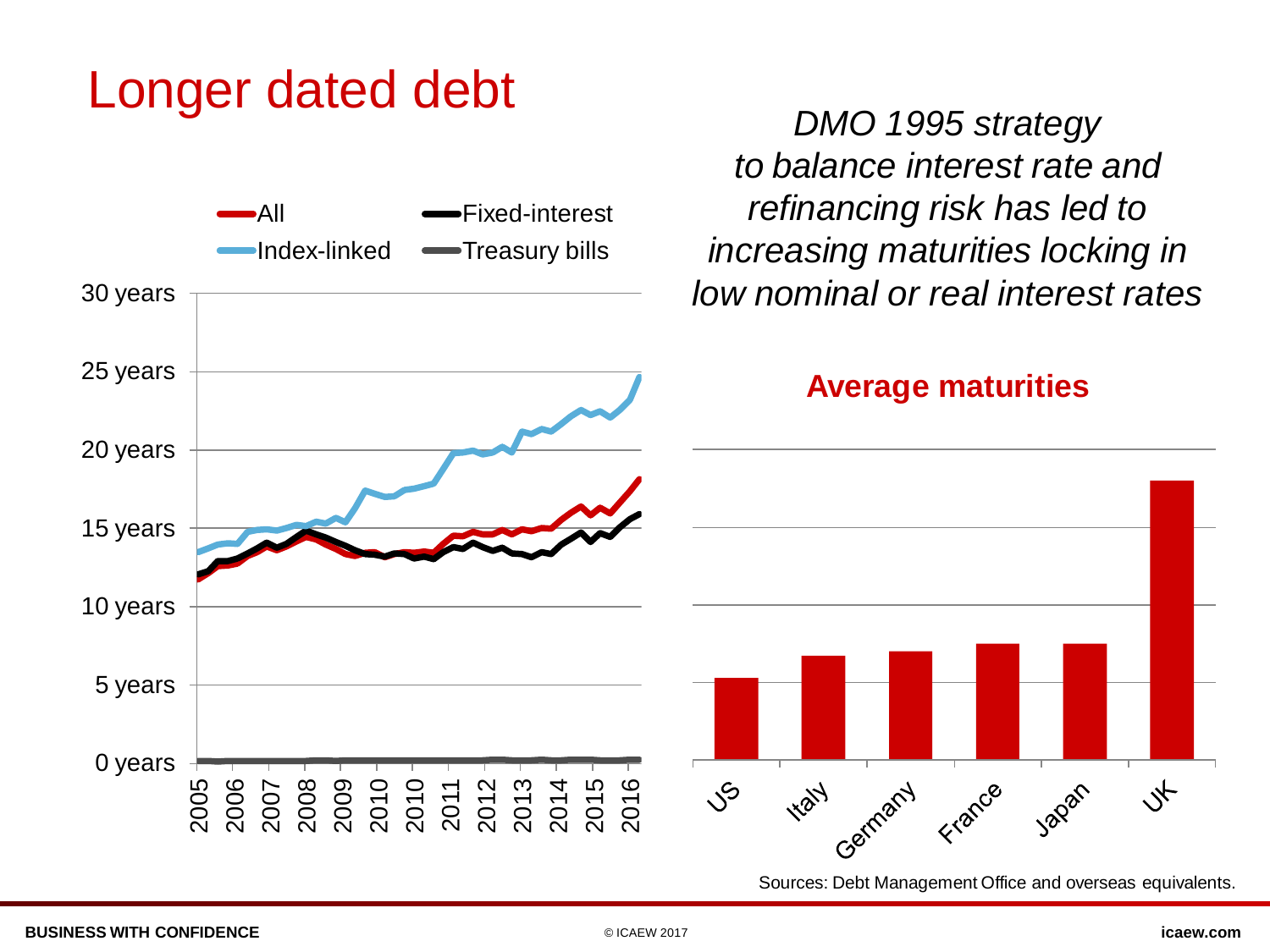# Longer dated debt

*DMO 1995 strategy to balance interest rate and refinancing risk has led to increasing maturities locking in low nominal or real interest rates*

All | Fixed-interest | Index-linked | Treasury bills

30 years
25 years
20 years
15 years
10 years
5 years
0 years

2005 2006 2007 2008 2009 2010 2010 2011 2012 2013 2014 2015 2016

**Average maturities**

US Italy Germany France Japan UK

Sources: Debt Management Office and overseas equivalents.

**BUSINESS WITH CONFIDENCE** © ICAEW 2017 **icaew.com**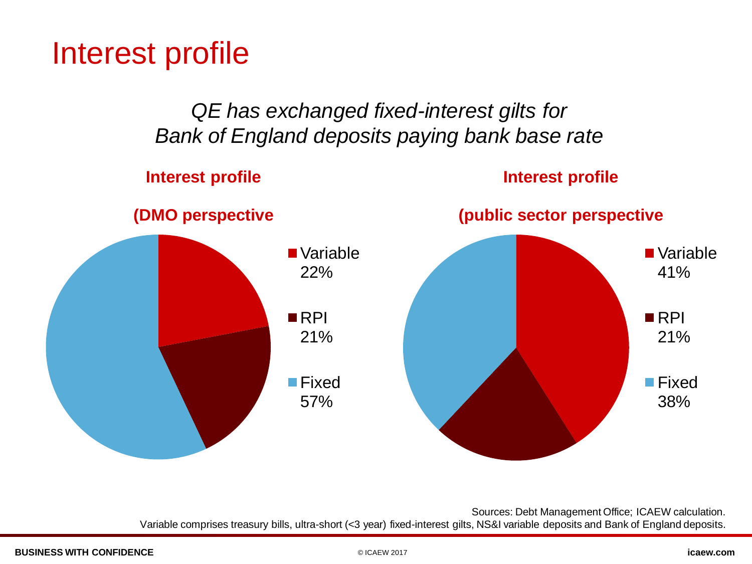# Interest profile

*QE has exchanged fixed-interest gilts for Bank of England deposits paying bank base rate*

**Interest profile**

**(DMO perspective**

- Variable 22%
- RPI 21%
- Fixed 57%

**Interest profile**

**(public sector perspective**

- Variable 41%
- RPI 21%
- Fixed 38%

Sources: Debt Management Office; ICAEW calculation.
Variable comprises treasury bills, ultra-short (<3 year) fixed-interest gilts, NS&I variable deposits and Bank of England deposits.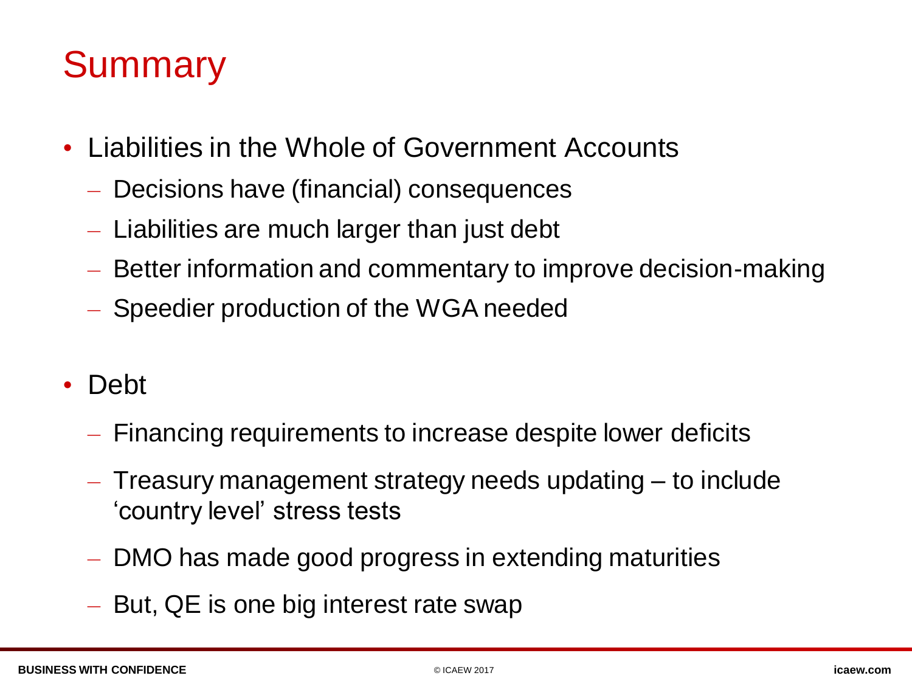# Summary

- Liabilities in the Whole of Government Accounts
  - Decisions have (financial) consequences
  - Liabilities are much larger than just debt
  - Better information and commentary to improve decision-making
  - Speedier production of the WGA needed
- Debt
  - Financing requirements to increase despite lower deficits
  - Treasury management strategy needs updating – to include 'country level' stress tests
  - DMO has made good progress in extending maturities
  - But, QE is one big interest rate swap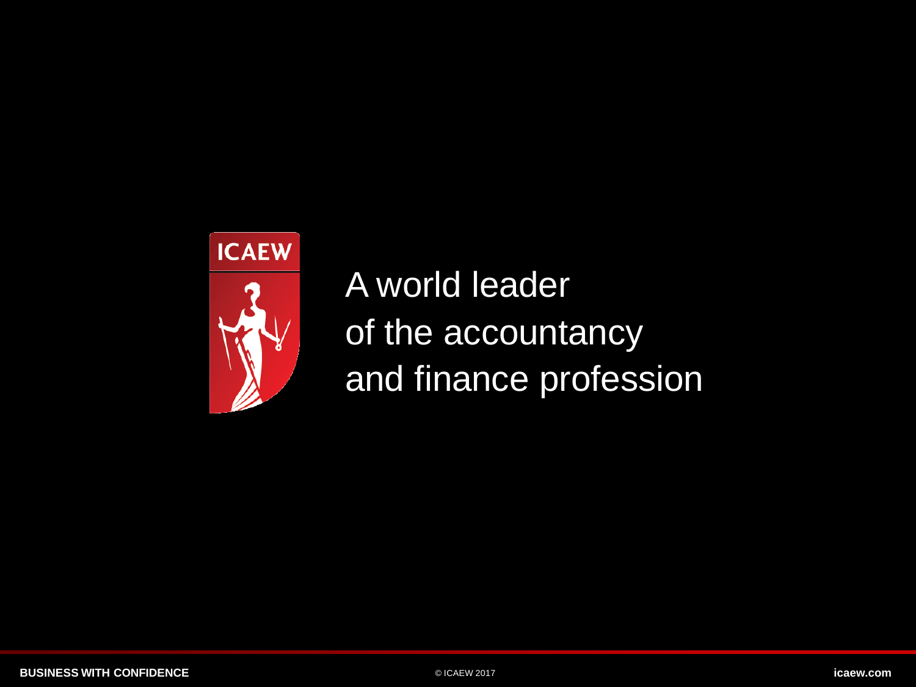ICAEW

A world leader
of the accountancy
and finance profession

BUSINESS WITH CONFIDENCE

© ICAEW 2017

icaew.com